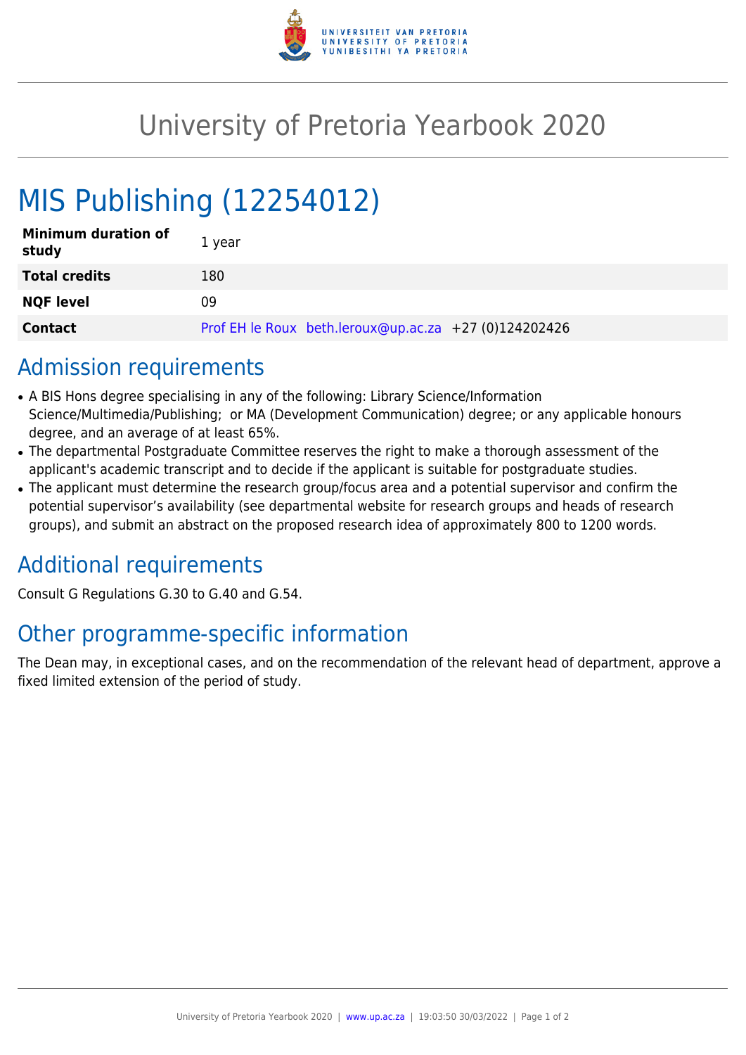# University of Pretoria Yearbook 2020

# MIS Publishing (12254012)

| | |
|---|---|
| **Minimum duration of study** | 1 year |
| **Total credits** | 180 |
| **NQF level** | 09 |
| **Contact** | Prof EH le Roux beth.leroux@up.ac.za +27 (0)124202426 |

## Admission requirements

- A BIS Hons degree specialising in any of the following: Library Science/Information Science/Multimedia/Publishing; or MA (Development Communication) degree; or any applicable honours degree, and an average of at least 65%.
- The departmental Postgraduate Committee reserves the right to make a thorough assessment of the applicant's academic transcript and to decide if the applicant is suitable for postgraduate studies.
- The applicant must determine the research group/focus area and a potential supervisor and confirm the potential supervisor's availability (see departmental website for research groups and heads of research groups), and submit an abstract on the proposed research idea of approximately 800 to 1200 words.

## Additional requirements

Consult G Regulations G.30 to G.40 and G.54.

## Other programme-specific information

The Dean may, in exceptional cases, and on the recommendation of the relevant head of department, approve a fixed limited extension of the period of study.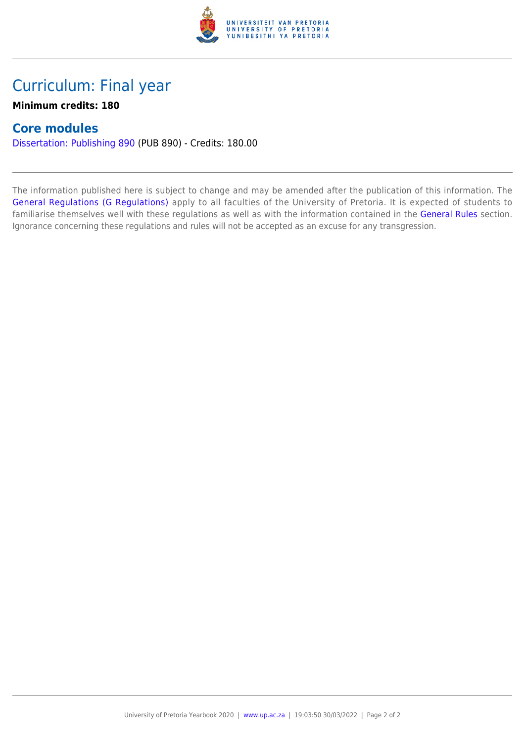## Curriculum: Final year

**Minimum credits: 180**

### Core modules

Dissertation: Publishing 890 (PUB 890) - Credits: 180.00

The information published here is subject to change and may be amended after the publication of this information. The General Regulations (G Regulations) apply to all faculties of the University of Pretoria. It is expected of students to familiarise themselves well with these regulations as well as with the information contained in the General Rules section. Ignorance concerning these regulations and rules will not be accepted as an excuse for any transgression.